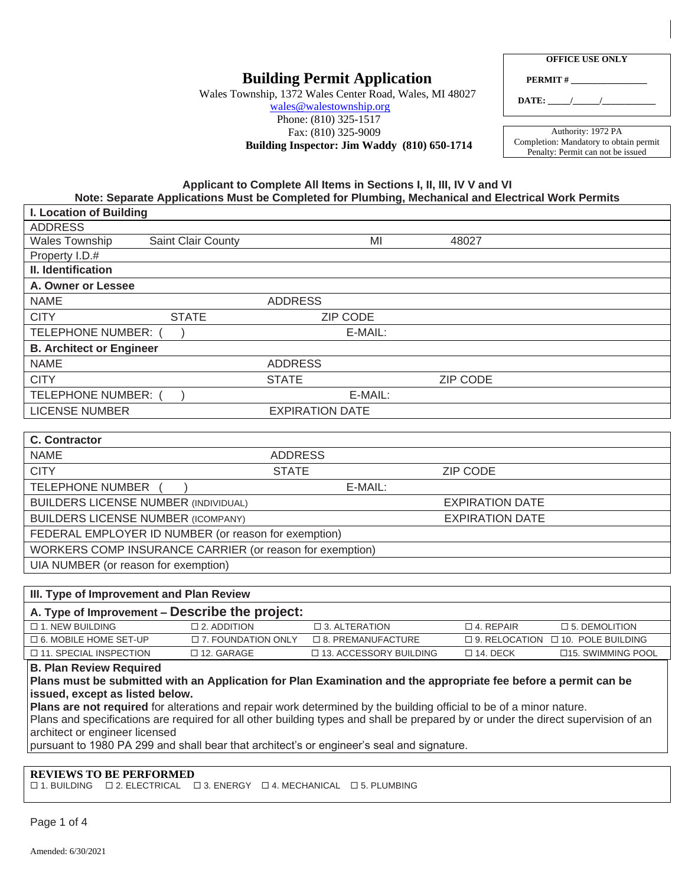# Building Permit Application

Wales Township, 1372 Wales Center Road, Wales, MI 48027
wales@walestownship.org
Phone: (810) 325-1517
Fax: (810) 325-9009
**Building Inspector: Jim Waddy (810) 650-1714**

| OFFICE USE ONLY |
|---|
| **PERMIT #** ________________ |
| **DATE:** _____/______/___________ |

| Authority: 1972 PA<br>Completion: Mandatory to obtain permit<br>Penalty: Permit can not be issued |
|---|

**Applicant to Complete All Items in Sections I, II, III, IV V and VI**
**Note: Separate Applications Must be Completed for Plumbing, Mechanical and Electrical Work Permits**

| **I. Location of Building** | | | |
|---|---|---|---|
| ADDRESS | | | |
| Wales Township | Saint Clair County | MI | 48027 |
| Property I.D.# | | | |
| **II. Identification** | | | |
| **A. Owner or Lessee** | | | |
| NAME | ADDRESS | | |
| CITY | STATE | ZIP CODE | |
| TELEPHONE NUMBER: ( ) | E-MAIL: | | |
| **B. Architect or Engineer** | | | |
| NAME | ADDRESS | | |
| CITY | STATE | ZIP CODE | |
| TELEPHONE NUMBER: ( ) | E-MAIL: | | |
| LICENSE NUMBER | EXPIRATION DATE | | |

| **C. Contractor** | | |
|---|---|---|
| NAME | ADDRESS | |
| CITY | STATE | ZIP CODE |
| TELEPHONE NUMBER ( ) | E-MAIL: | |
| BUILDERS LICENSE NUMBER (INDIVIDUAL) | | EXPIRATION DATE |
| BUILDERS LICENSE NUMBER (ICOMPANY) | | EXPIRATION DATE |
| FEDERAL EMPLOYER ID NUMBER (or reason for exemption) | | |
| WORKERS COMP INSURANCE CARRIER (or reason for exemption) | | |
| UIA NUMBER (or reason for exemption) | | |

| **III. Type of Improvement and Plan Review** | | | | |
|---|---|---|---|---|
| **A. Type of Improvement – Describe the project:** | | | | |
| ☐ 1. NEW BUILDING | ☐ 2. ADDITION | ☐ 3. ALTERATION | ☐ 4. REPAIR | ☐ 5. DEMOLITION |
| ☐ 6. MOBILE HOME SET-UP | ☐ 7. FOUNDATION ONLY | ☐ 8. PREMANUFACTURE | ☐ 9. RELOCATION | ☐ 10. POLE BUILDING |
| ☐ 11. SPECIAL INSPECTION | ☐ 12. GARAGE | ☐ 13. ACCESSORY BUILDING | ☐ 14. DECK | ☐15. SWIMMING POOL |

**B. Plan Review Required**
**Plans must be submitted with an Application for Plan Examination and the appropriate fee before a permit can be issued, except as listed below.**
**Plans are not required** for alterations and repair work determined by the building official to be of a minor nature.
Plans and specifications are required for all other building types and shall be prepared by or under the direct supervision of an architect or engineer licensed
pursuant to 1980 PA 299 and shall bear that architect's or engineer's seal and signature.

**REVIEWS TO BE PERFORMED**
☐ 1. BUILDING ☐ 2. ELECTRICAL ☐ 3. ENERGY ☐ 4. MECHANICAL ☐ 5. PLUMBING

Amended: 6/30/2021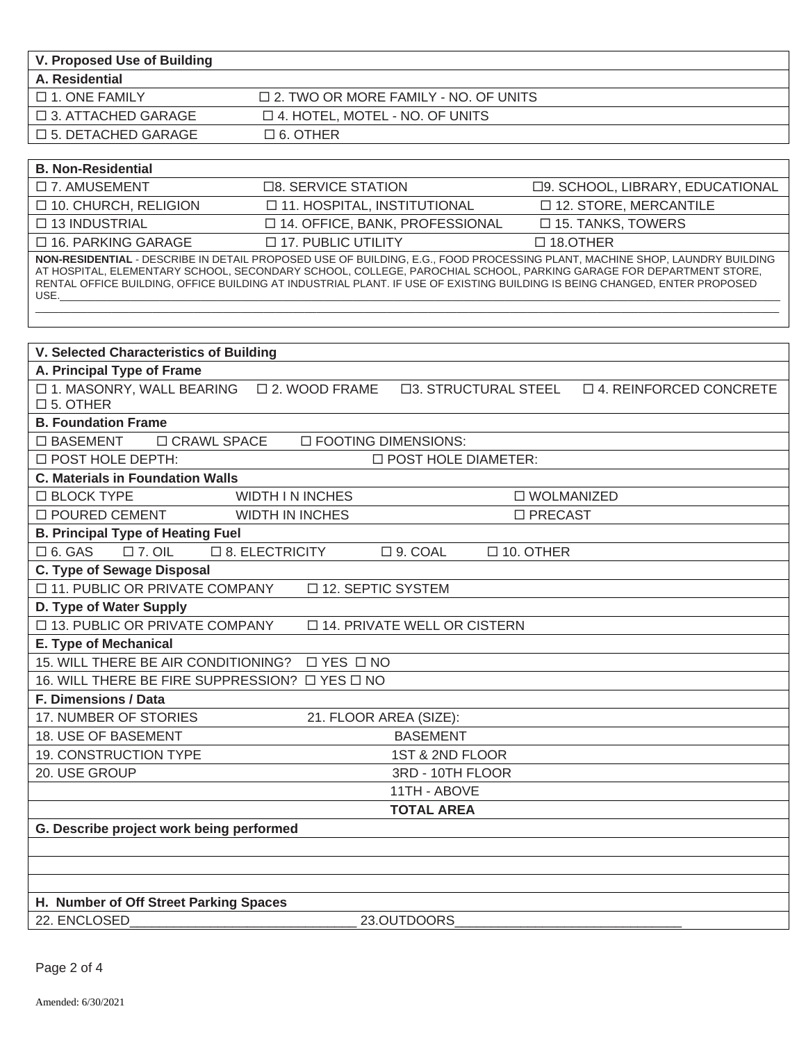| V. Proposed Use of Building | |
|---|---|
| **A. Residential** | |
| ☐ 1. ONE FAMILY | ☐ 2. TWO OR MORE FAMILY - NO. OF UNITS |
| ☐ 3. ATTACHED GARAGE | ☐ 4. HOTEL, MOTEL - NO. OF UNITS |
| ☐ 5. DETACHED GARAGE | ☐ 6. OTHER |

| B. Non-Residential | | |
|---|---|---|
| ☐ 7. AMUSEMENT | ☐8. SERVICE STATION | ☐9. SCHOOL, LIBRARY, EDUCATIONAL |
| ☐ 10. CHURCH, RELIGION | ☐ 11. HOSPITAL, INSTITUTIONAL | ☐ 12. STORE, MERCANTILE |
| ☐ 13 INDUSTRIAL | ☐ 14. OFFICE, BANK, PROFESSIONAL | ☐ 15. TANKS, TOWERS |
| ☐ 16. PARKING GARAGE | ☐ 17. PUBLIC UTILITY | ☐ 18.OTHER |

**NON-RESIDENTIAL** - DESCRIBE IN DETAIL PROPOSED USE OF BUILDING, E.G., FOOD PROCESSING PLANT, MACHINE SHOP, LAUNDRY BUILDING AT HOSPITAL, ELEMENTARY SCHOOL, SECONDARY SCHOOL, COLLEGE, PAROCHIAL SCHOOL, PARKING GARAGE FOR DEPARTMENT STORE, RENTAL OFFICE BUILDING, OFFICE BUILDING AT INDUSTRIAL PLANT. IF USE OF EXISTING BUILDING IS BEING CHANGED, ENTER PROPOSED USE.____________________________________________________________________________________________________________

____________________________________________________________________________________________________________

| V. Selected Characteristics of Building | | | |
|---|---|---|---|
| **A. Principal Type of Frame** | | | |
| ☐ 1. MASONRY, WALL BEARING | ☐ 2. WOOD FRAME | ☐3. STRUCTURAL STEEL | ☐ 4. REINFORCED CONCRETE |
| ☐ 5. OTHER | | | |
| **B. Foundation Frame** | | | |
| ☐ BASEMENT | ☐ CRAWL SPACE | ☐ FOOTING DIMENSIONS: | |
| ☐ POST HOLE DEPTH: | | ☐ POST HOLE DIAMETER: | |
| **C. Materials in Foundation Walls** | | | |
| ☐ BLOCK TYPE | WIDTH I N INCHES | ☐ WOLMANIZED | |
| ☐ POURED CEMENT | WIDTH IN INCHES | ☐ PRECAST | |
| **B. Principal Type of Heating Fuel** | | | |
| ☐ 6. GAS ☐ 7. OIL | ☐ 8. ELECTRICITY | ☐ 9. COAL | ☐ 10. OTHER |
| **C. Type of Sewage Disposal** | | | |
| ☐ 11. PUBLIC OR PRIVATE COMPANY | ☐ 12. SEPTIC SYSTEM | | |
| **D. Type of Water Supply** | | | |
| ☐ 13. PUBLIC OR PRIVATE COMPANY | ☐ 14. PRIVATE WELL OR CISTERN | | |
| **E. Type of Mechanical** | | | |
| 15. WILL THERE BE AIR CONDITIONING? ☐ YES ☐ NO | | | |
| 16. WILL THERE BE FIRE SUPPRESSION? ☐ YES ☐ NO | | | |
| **F. Dimensions / Data** | | | |
| 17. NUMBER OF STORIES | 21. FLOOR AREA (SIZE): | | |
| 18. USE OF BASEMENT | BASEMENT | | |
| 19. CONSTRUCTION TYPE | 1ST & 2ND FLOOR | | |
| 20. USE GROUP | 3RD - 10TH FLOOR | | |
| | 11TH - ABOVE | | |
| | **TOTAL AREA** | | |
| **G. Describe project work being performed** | | | |
| | | | |
| | | | |
| | | | |
| **H. Number of Off Street Parking Spaces** | | | |
| 22. ENCLOSED________________________________ | 23.OUTDOORS________________________________ | | |

Amended: 6/30/2021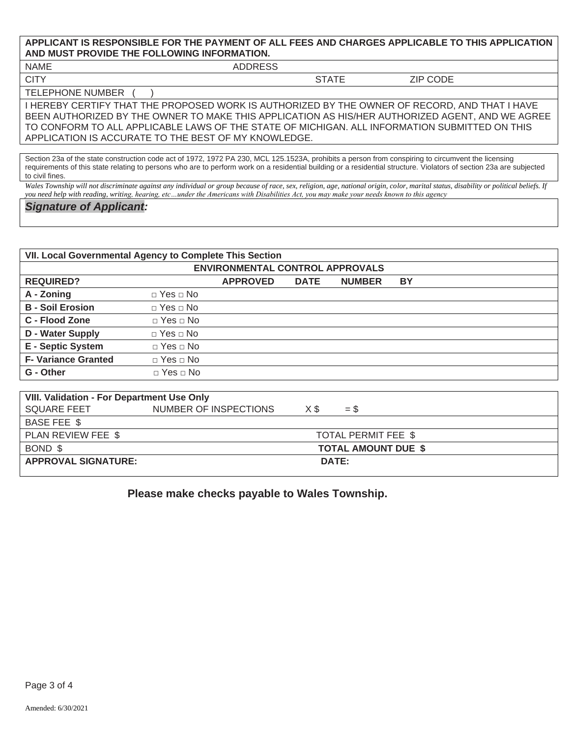**APPLICANT IS RESPONSIBLE FOR THE PAYMENT OF ALL FEES AND CHARGES APPLICABLE TO THIS APPLICATION AND MUST PROVIDE THE FOLLOWING INFORMATION.**

| NAME | ADDRESS | | |
|---|---|---|---|
| CITY | | STATE | ZIP CODE |
| TELEPHONE NUMBER ( ) | | | |

I HEREBY CERTIFY THAT THE PROPOSED WORK IS AUTHORIZED BY THE OWNER OF RECORD, AND THAT I HAVE BEEN AUTHORIZED BY THE OWNER TO MAKE THIS APPLICATION AS HIS/HER AUTHORIZED AGENT, AND WE AGREE TO CONFORM TO ALL APPLICABLE LAWS OF THE STATE OF MICHIGAN. ALL INFORMATION SUBMITTED ON THIS APPLICATION IS ACCURATE TO THE BEST OF MY KNOWLEDGE.

Section 23a of the state construction code act of 1972, 1972 PA 230, MCL 125.1523A, prohibits a person from conspiring to circumvent the licensing requirements of this state relating to persons who are to perform work on a residential building or a residential structure. Violators of section 23a are subjected to civil fines.

*Wales Township will not discriminate against any individual or group because of race, sex, religion, age, national origin, color, marital status, disability or political beliefs. If you need help with reading, writing, hearing, etc…under the Americans with Disabilities Act, you may make your needs known to this agency*

***Signature of Applicant:***

| **VII. Local Governmental Agency to Complete This Section** | | | | | |
|---|---|---|---|---|---|
| **ENVIRONMENTAL CONTROL APPROVALS** | | | | | |
| **REQUIRED?** | | **APPROVED** | **DATE** | **NUMBER** | **BY** |
| **A - Zoning** | □ Yes □ No | | | | |
| **B - Soil Erosion** | □ Yes □ No | | | | |
| **C - Flood Zone** | □ Yes □ No | | | | |
| **D - Water Supply** | □ Yes □ No | | | | |
| **E - Septic System** | □ Yes □ No | | | | |
| **F- Variance Granted** | □ Yes □ No | | | | |
| **G - Other** | □ Yes □ No | | | | |

| **VIII. Validation - For Department Use Only** | | | |
|---|---|---|---|
| SQUARE FEET | NUMBER OF INSPECTIONS | X $ | = $ |
| BASE FEE $ | | | |
| PLAN REVIEW FEE $ | | TOTAL PERMIT FEE $ | |
| BOND $ | | **TOTAL AMOUNT DUE $** | |
| **APPROVAL SIGNATURE:** | | **DATE:** | |

**Please make checks payable to Wales Township.**

Amended: 6/30/2021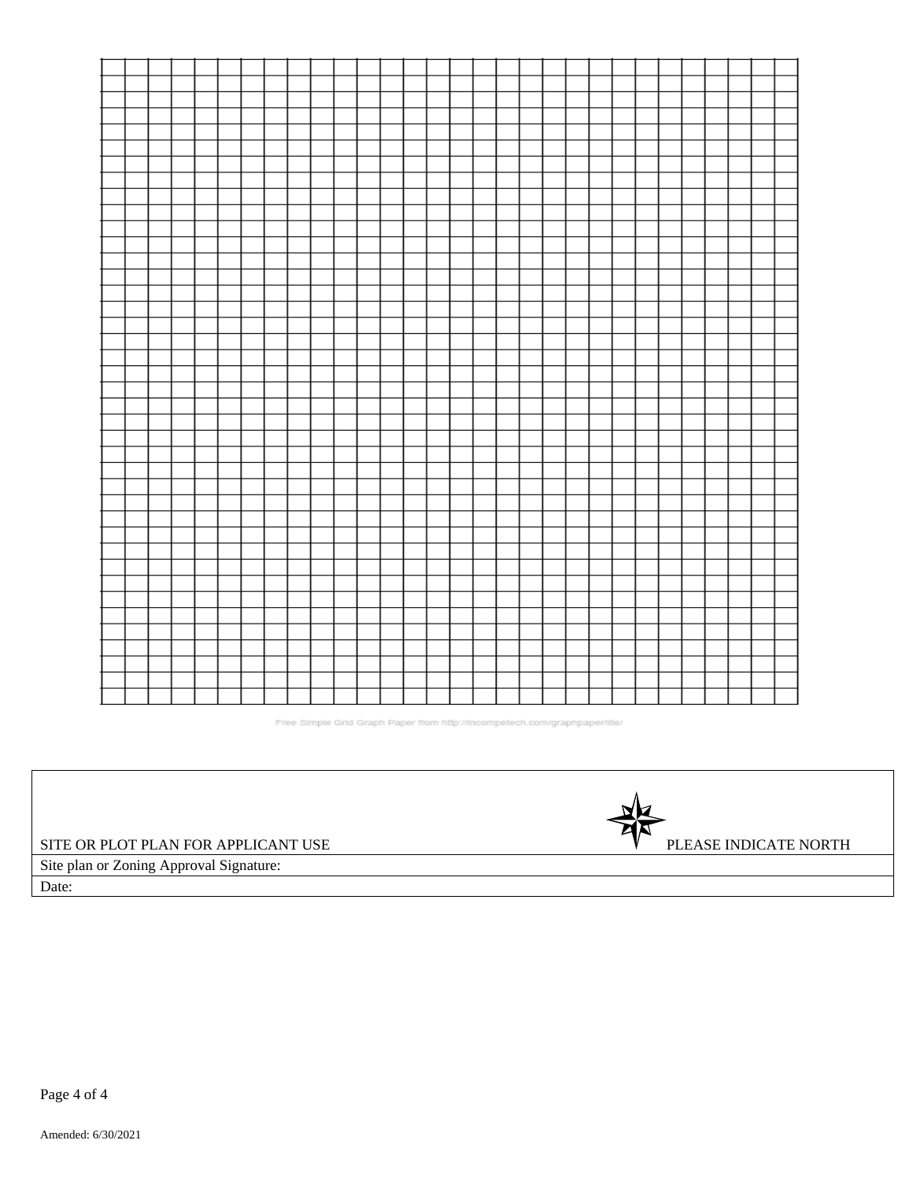Free Simple Grid Graph Paper from http://incompetech.com/graphpaper/lite/

| | |
|---|---|
| SITE OR PLOT PLAN FOR APPLICANT USE | PLEASE INDICATE NORTH |
| Site plan or Zoning Approval Signature: | |
| Date: | |

Amended: 6/30/2021